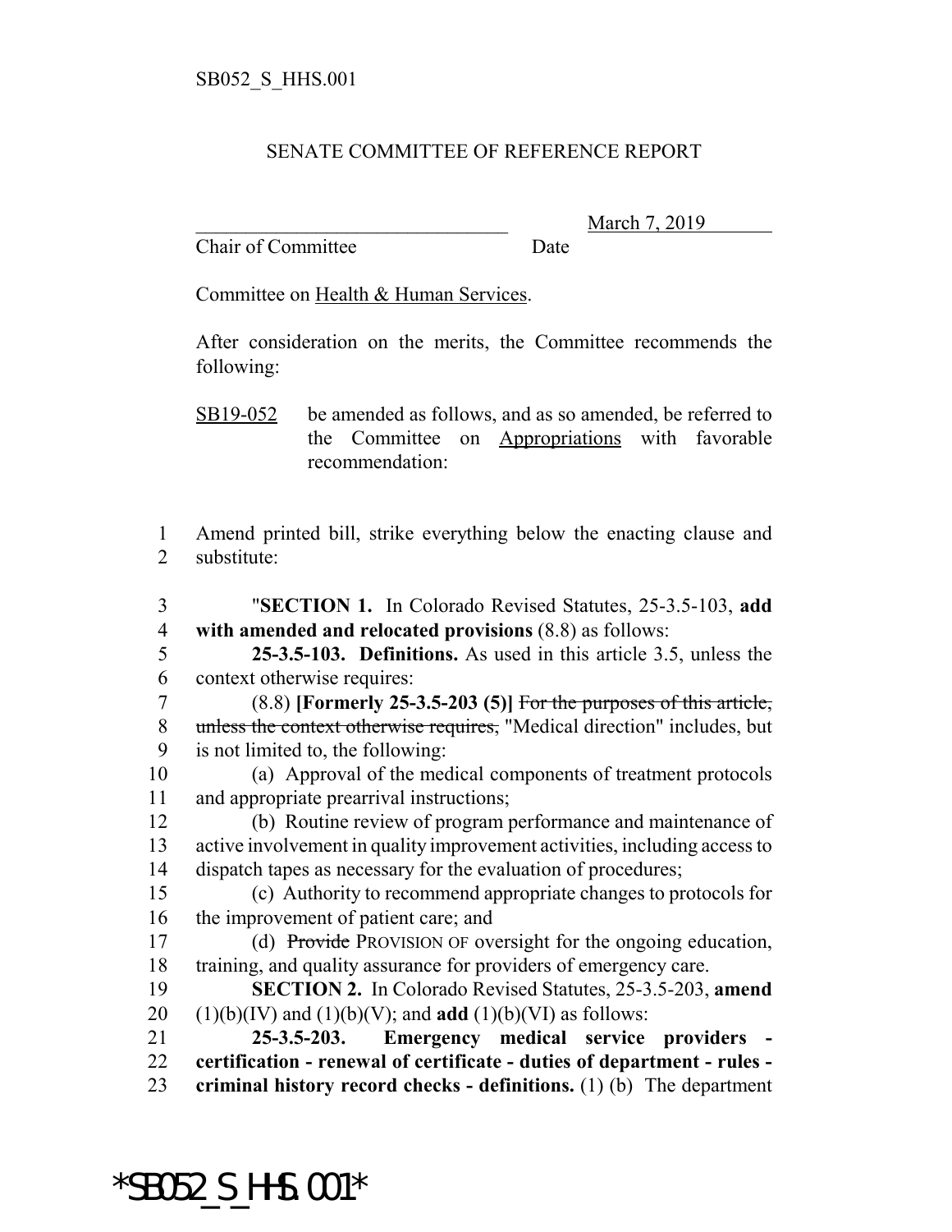SB052_S_HHS.001

SENATE COMMITTEE OF REFERENCE REPORT

\_\_\_\_\_\_\_\_\_\_\_\_\_\_\_\_\_\_\_\_\_\_\_\_\_\_\_\_\_\_\_ March 7, 2019
Chair of Committee Date

Committee on Health & Human Services.

After consideration on the merits, the Committee recommends the following:

SB19-052 be amended as follows, and as so amended, be referred to the Committee on Appropriations with favorable recommendation:

1 Amend printed bill, strike everything below the enacting clause and
2 substitute:

3 "**SECTION 1.** In Colorado Revised Statutes, 25-3.5-103, **add**
4 **with amended and relocated provisions** (8.8) as follows:
5 **25-3.5-103. Definitions.** As used in this article 3.5, unless the
6 context otherwise requires:
7 (8.8) **[Formerly 25-3.5-203 (5)]** ~~For the purposes of this article,~~
8 ~~unless the context otherwise requires,~~ "Medical direction" includes, but
9 is not limited to, the following:
10 (a) Approval of the medical components of treatment protocols
11 and appropriate prearrival instructions;
12 (b) Routine review of program performance and maintenance of
13 active involvement in quality improvement activities, including access to
14 dispatch tapes as necessary for the evaluation of procedures;
15 (c) Authority to recommend appropriate changes to protocols for
16 the improvement of patient care; and
17 (d) ~~Provide~~ PROVISION OF oversight for the ongoing education,
18 training, and quality assurance for providers of emergency care.
19 **SECTION 2.** In Colorado Revised Statutes, 25-3.5-203, **amend**
20 (1)(b)(IV) and (1)(b)(V); and **add** (1)(b)(VI) as follows:
21 **25-3.5-203. Emergency medical service providers -**
22 **certification - renewal of certificate - duties of department - rules -**
23 **criminal history record checks - definitions.** (1) (b) The department

*SB052_S_HHS.001*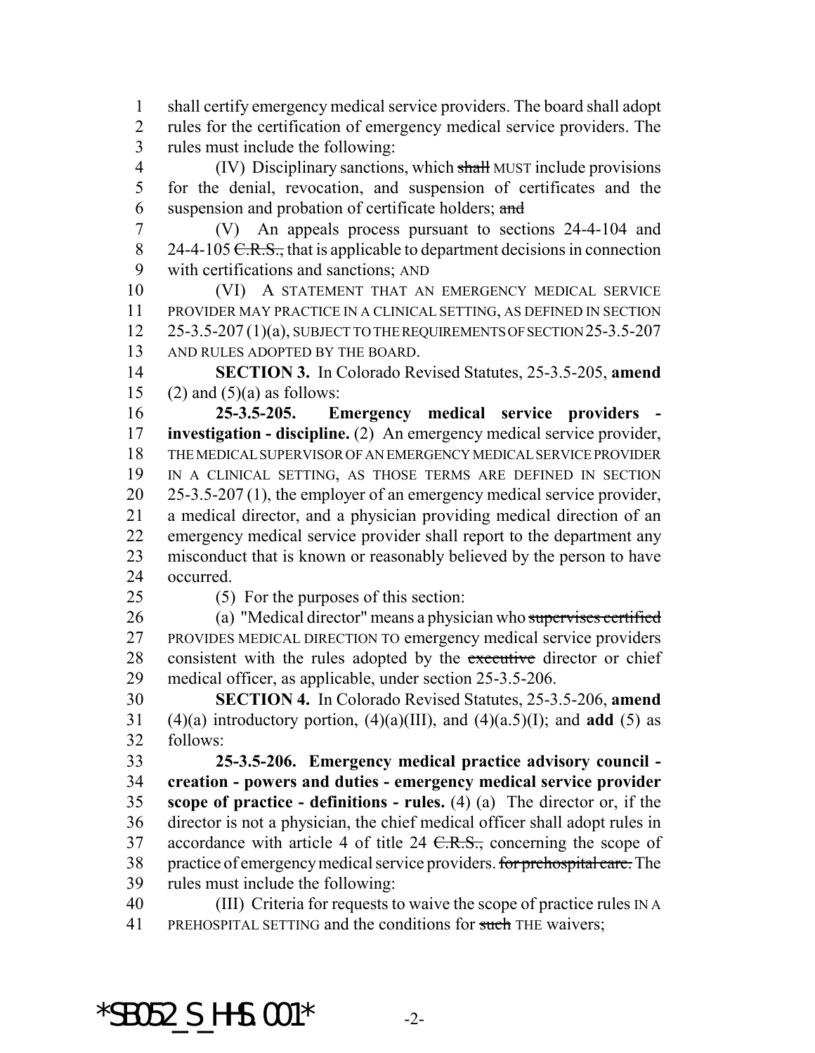shall certify emergency medical service providers. The board shall adopt rules for the certification of emergency medical service providers. The rules must include the following:

(IV) Disciplinary sanctions, which ~~shall~~ MUST include provisions for the denial, revocation, and suspension of certificates and the suspension and probation of certificate holders; ~~and~~

(V) An appeals process pursuant to sections 24-4-104 and 24-4-105 ~~C.R.S.~~, that is applicable to department decisions in connection with certifications and sanctions; AND

(VI) A STATEMENT THAT AN EMERGENCY MEDICAL SERVICE PROVIDER MAY PRACTICE IN A CLINICAL SETTING, AS DEFINED IN SECTION 25-3.5-207 (1)(a), SUBJECT TO THE REQUIREMENTS OF SECTION 25-3.5-207 AND RULES ADOPTED BY THE BOARD.

**SECTION 3.** In Colorado Revised Statutes, 25-3.5-205, **amend** (2) and (5)(a) as follows:

**25-3.5-205. Emergency medical service providers - investigation - discipline.** (2) An emergency medical service provider, THE MEDICAL SUPERVISOR OF AN EMERGENCY MEDICAL SERVICE PROVIDER IN A CLINICAL SETTING, AS THOSE TERMS ARE DEFINED IN SECTION 25-3.5-207 (1), the employer of an emergency medical service provider, a medical director, and a physician providing medical direction of an emergency medical service provider shall report to the department any misconduct that is known or reasonably believed by the person to have occurred.

(5) For the purposes of this section:

(a) "Medical director" means a physician who ~~supervises certified~~ PROVIDES MEDICAL DIRECTION TO emergency medical service providers consistent with the rules adopted by the ~~executive~~ director or chief medical officer, as applicable, under section 25-3.5-206.

**SECTION 4.** In Colorado Revised Statutes, 25-3.5-206, **amend** (4)(a) introductory portion, (4)(a)(III), and (4)(a.5)(I); and **add** (5) as follows:

**25-3.5-206. Emergency medical practice advisory council - creation - powers and duties - emergency medical service provider scope of practice - definitions - rules.** (4) (a) The director or, if the director is not a physician, the chief medical officer shall adopt rules in accordance with article 4 of title 24 ~~C.R.S.~~, concerning the scope of practice of emergency medical service providers. ~~for prehospital care.~~ The rules must include the following:

(III) Criteria for requests to waive the scope of practice rules IN A PREHOSPITAL SETTING and the conditions for ~~such~~ THE waivers;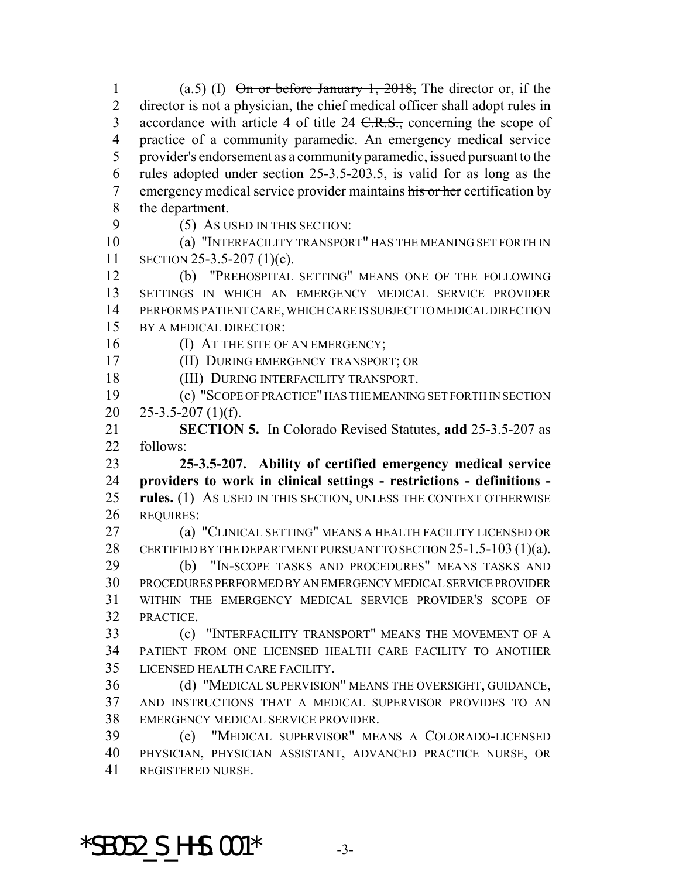(a.5) (I) ~~On or before January 1, 2018,~~ The director or, if the director is not a physician, the chief medical officer shall adopt rules in accordance with article 4 of title 24 ~~C.R.S.,~~ concerning the scope of practice of a community paramedic. An emergency medical service provider's endorsement as a community paramedic, issued pursuant to the rules adopted under section 25-3.5-203.5, is valid for as long as the emergency medical service provider maintains ~~his or her~~ certification by the department.

(5) AS USED IN THIS SECTION:

(a) "INTERFACILITY TRANSPORT" HAS THE MEANING SET FORTH IN SECTION 25-3.5-207 (1)(c).

(b) "PREHOSPITAL SETTING" MEANS ONE OF THE FOLLOWING SETTINGS IN WHICH AN EMERGENCY MEDICAL SERVICE PROVIDER PERFORMS PATIENT CARE, WHICH CARE IS SUBJECT TO MEDICAL DIRECTION BY A MEDICAL DIRECTOR:

(I) AT THE SITE OF AN EMERGENCY;

(II) DURING EMERGENCY TRANSPORT; OR

(III) DURING INTERFACILITY TRANSPORT.

(c) "SCOPE OF PRACTICE" HAS THE MEANING SET FORTH IN SECTION 25-3.5-207 (1)(f).

**SECTION 5.** In Colorado Revised Statutes, **add** 25-3.5-207 as follows:

**25-3.5-207. Ability of certified emergency medical service providers to work in clinical settings - restrictions - definitions - rules.** (1) AS USED IN THIS SECTION, UNLESS THE CONTEXT OTHERWISE REQUIRES:

(a) "CLINICAL SETTING" MEANS A HEALTH FACILITY LICENSED OR CERTIFIED BY THE DEPARTMENT PURSUANT TO SECTION 25-1.5-103 (1)(a).

(b) "IN-SCOPE TASKS AND PROCEDURES" MEANS TASKS AND PROCEDURES PERFORMED BY AN EMERGENCY MEDICAL SERVICE PROVIDER WITHIN THE EMERGENCY MEDICAL SERVICE PROVIDER'S SCOPE OF PRACTICE.

(c) "INTERFACILITY TRANSPORT" MEANS THE MOVEMENT OF A PATIENT FROM ONE LICENSED HEALTH CARE FACILITY TO ANOTHER LICENSED HEALTH CARE FACILITY.

(d) "MEDICAL SUPERVISION" MEANS THE OVERSIGHT, GUIDANCE, AND INSTRUCTIONS THAT A MEDICAL SUPERVISOR PROVIDES TO AN EMERGENCY MEDICAL SERVICE PROVIDER.

(e) "MEDICAL SUPERVISOR" MEANS A COLORADO-LICENSED PHYSICIAN, PHYSICIAN ASSISTANT, ADVANCED PRACTICE NURSE, OR REGISTERED NURSE.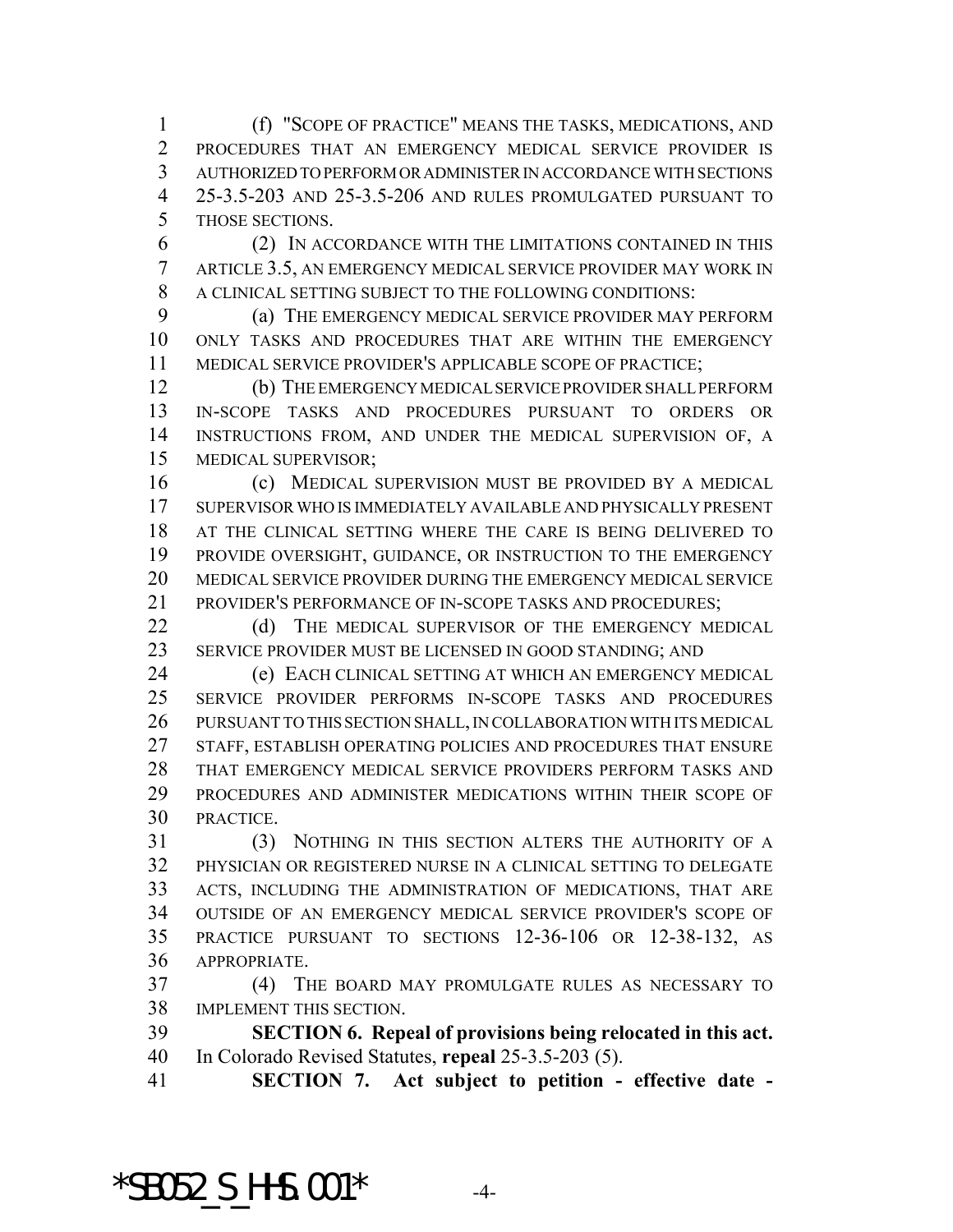(f) "SCOPE OF PRACTICE" MEANS THE TASKS, MEDICATIONS, AND PROCEDURES THAT AN EMERGENCY MEDICAL SERVICE PROVIDER IS AUTHORIZED TO PERFORM OR ADMINISTER IN ACCORDANCE WITH SECTIONS 25-3.5-203 AND 25-3.5-206 AND RULES PROMULGATED PURSUANT TO THOSE SECTIONS.

(2) IN ACCORDANCE WITH THE LIMITATIONS CONTAINED IN THIS ARTICLE 3.5, AN EMERGENCY MEDICAL SERVICE PROVIDER MAY WORK IN A CLINICAL SETTING SUBJECT TO THE FOLLOWING CONDITIONS:

(a) THE EMERGENCY MEDICAL SERVICE PROVIDER MAY PERFORM ONLY TASKS AND PROCEDURES THAT ARE WITHIN THE EMERGENCY MEDICAL SERVICE PROVIDER'S APPLICABLE SCOPE OF PRACTICE;

(b) THE EMERGENCY MEDICAL SERVICE PROVIDER SHALL PERFORM IN-SCOPE TASKS AND PROCEDURES PURSUANT TO ORDERS OR INSTRUCTIONS FROM, AND UNDER THE MEDICAL SUPERVISION OF, A MEDICAL SUPERVISOR;

(c) MEDICAL SUPERVISION MUST BE PROVIDED BY A MEDICAL SUPERVISOR WHO IS IMMEDIATELY AVAILABLE AND PHYSICALLY PRESENT AT THE CLINICAL SETTING WHERE THE CARE IS BEING DELIVERED TO PROVIDE OVERSIGHT, GUIDANCE, OR INSTRUCTION TO THE EMERGENCY MEDICAL SERVICE PROVIDER DURING THE EMERGENCY MEDICAL SERVICE PROVIDER'S PERFORMANCE OF IN-SCOPE TASKS AND PROCEDURES;

(d) THE MEDICAL SUPERVISOR OF THE EMERGENCY MEDICAL SERVICE PROVIDER MUST BE LICENSED IN GOOD STANDING; AND

(e) EACH CLINICAL SETTING AT WHICH AN EMERGENCY MEDICAL SERVICE PROVIDER PERFORMS IN-SCOPE TASKS AND PROCEDURES PURSUANT TO THIS SECTION SHALL, IN COLLABORATION WITH ITS MEDICAL STAFF, ESTABLISH OPERATING POLICIES AND PROCEDURES THAT ENSURE THAT EMERGENCY MEDICAL SERVICE PROVIDERS PERFORM TASKS AND PROCEDURES AND ADMINISTER MEDICATIONS WITHIN THEIR SCOPE OF PRACTICE.

(3) NOTHING IN THIS SECTION ALTERS THE AUTHORITY OF A PHYSICIAN OR REGISTERED NURSE IN A CLINICAL SETTING TO DELEGATE ACTS, INCLUDING THE ADMINISTRATION OF MEDICATIONS, THAT ARE OUTSIDE OF AN EMERGENCY MEDICAL SERVICE PROVIDER'S SCOPE OF PRACTICE PURSUANT TO SECTIONS 12-36-106 OR 12-38-132, AS APPROPRIATE.

(4) THE BOARD MAY PROMULGATE RULES AS NECESSARY TO IMPLEMENT THIS SECTION.

**SECTION 6. Repeal of provisions being relocated in this act.** In Colorado Revised Statutes, **repeal** 25-3.5-203 (5).

**SECTION 7. Act subject to petition - effective date -**

*SB052_S_HHS.001*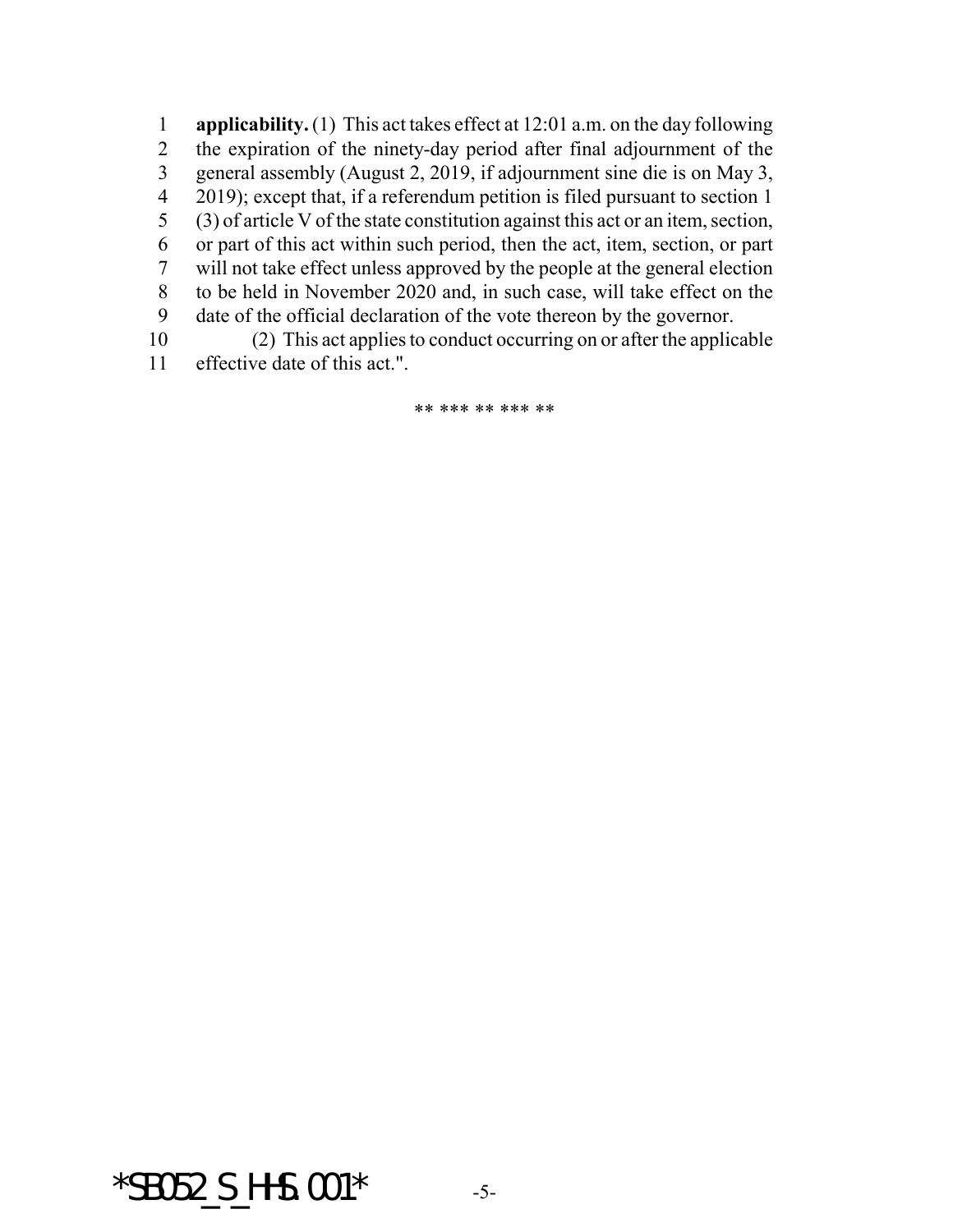**applicability.** (1) This act takes effect at 12:01 a.m. on the day following the expiration of the ninety-day period after final adjournment of the general assembly (August 2, 2019, if adjournment sine die is on May 3, 2019); except that, if a referendum petition is filed pursuant to section 1 (3) of article V of the state constitution against this act or an item, section, or part of this act within such period, then the act, item, section, or part will not take effect unless approved by the people at the general election to be held in November 2020 and, in such case, will take effect on the date of the official declaration of the vote thereon by the governor.

(2) This act applies to conduct occurring on or after the applicable effective date of this act.".

** *** ** *** **

*SB052_S_HHS.001*